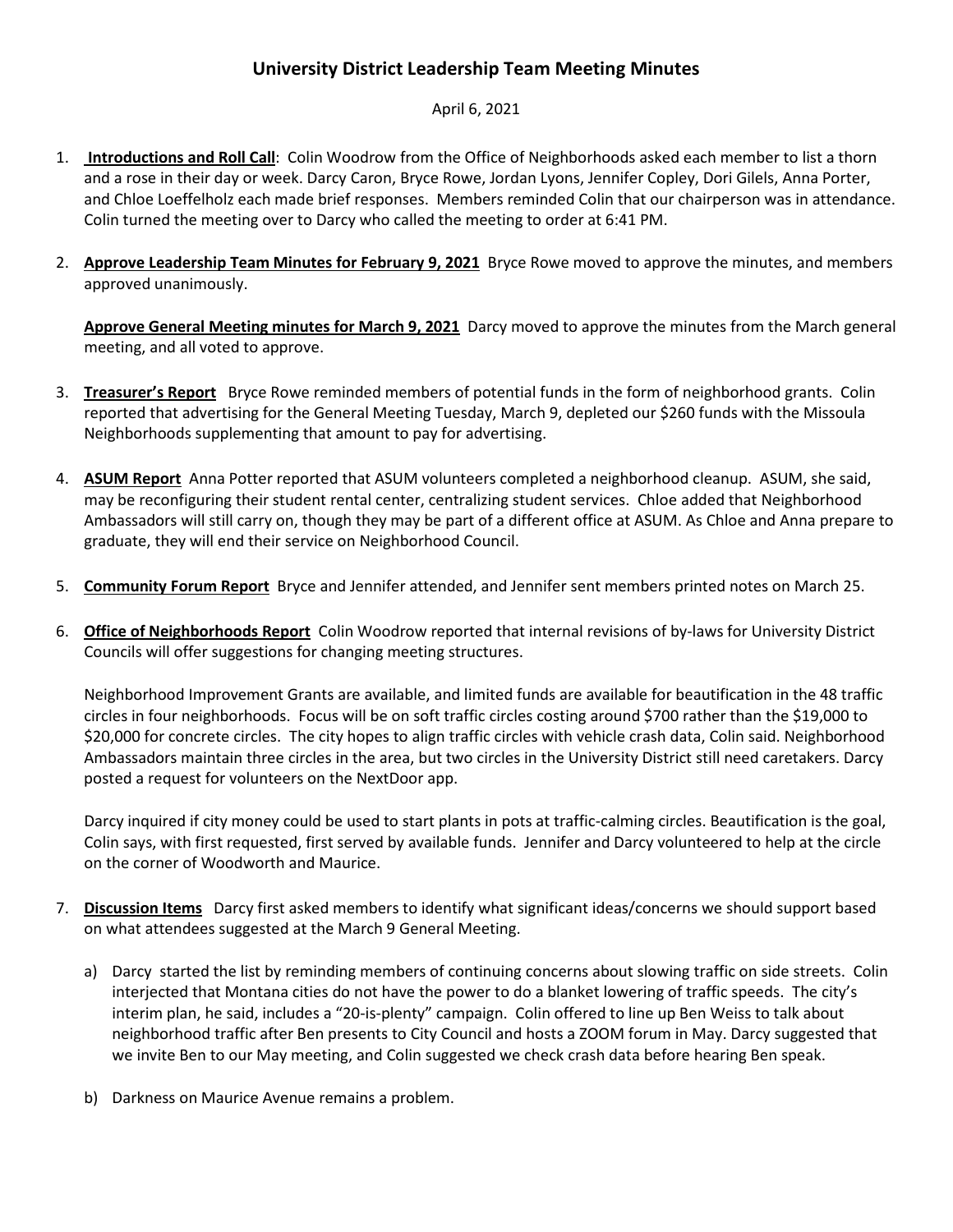# University District Leadership Team Meeting Minutes

April 6, 2021

1. **Introductions and Roll Call**: Colin Woodrow from the Office of Neighborhoods asked each member to list a thorn and a rose in their day or week. Darcy Caron, Bryce Rowe, Jordan Lyons, Jennifer Copley, Dori Gilels, Anna Porter, and Chloe Loeffelholz each made brief responses. Members reminded Colin that our chairperson was in attendance. Colin turned the meeting over to Darcy who called the meeting to order at 6:41 PM.

2. **Approve Leadership Team Minutes for February 9, 2021** Bryce Rowe moved to approve the minutes, and members approved unanimously.

   **Approve General Meeting minutes for March 9, 2021** Darcy moved to approve the minutes from the March general meeting, and all voted to approve.

3. **Treasurer's Report** Bryce Rowe reminded members of potential funds in the form of neighborhood grants. Colin reported that advertising for the General Meeting Tuesday, March 9, depleted our $260 funds with the Missoula Neighborhoods supplementing that amount to pay for advertising.

4. **ASUM Report** Anna Potter reported that ASUM volunteers completed a neighborhood cleanup. ASUM, she said, may be reconfiguring their student rental center, centralizing student services. Chloe added that Neighborhood Ambassadors will still carry on, though they may be part of a different office at ASUM. As Chloe and Anna prepare to graduate, they will end their service on Neighborhood Council.

5. **Community Forum Report** Bryce and Jennifer attended, and Jennifer sent members printed notes on March 25.

6. **Office of Neighborhoods Report** Colin Woodrow reported that internal revisions of by-laws for University District Councils will offer suggestions for changing meeting structures.

   Neighborhood Improvement Grants are available, and limited funds are available for beautification in the 48 traffic circles in four neighborhoods. Focus will be on soft traffic circles costing around $700 rather than the $19,000 to $20,000 for concrete circles. The city hopes to align traffic circles with vehicle crash data, Colin said. Neighborhood Ambassadors maintain three circles in the area, but two circles in the University District still need caretakers. Darcy posted a request for volunteers on the NextDoor app.

   Darcy inquired if city money could be used to start plants in pots at traffic-calming circles. Beautification is the goal, Colin says, with first requested, first served by available funds. Jennifer and Darcy volunteered to help at the circle on the corner of Woodworth and Maurice.

7. **Discussion Items** Darcy first asked members to identify what significant ideas/concerns we should support based on what attendees suggested at the March 9 General Meeting.

   a) Darcy started the list by reminding members of continuing concerns about slowing traffic on side streets. Colin interjected that Montana cities do not have the power to do a blanket lowering of traffic speeds. The city's interim plan, he said, includes a "20-is-plenty" campaign. Colin offered to line up Ben Weiss to talk about neighborhood traffic after Ben presents to City Council and hosts a ZOOM forum in May. Darcy suggested that we invite Ben to our May meeting, and Colin suggested we check crash data before hearing Ben speak.

   b) Darkness on Maurice Avenue remains a problem.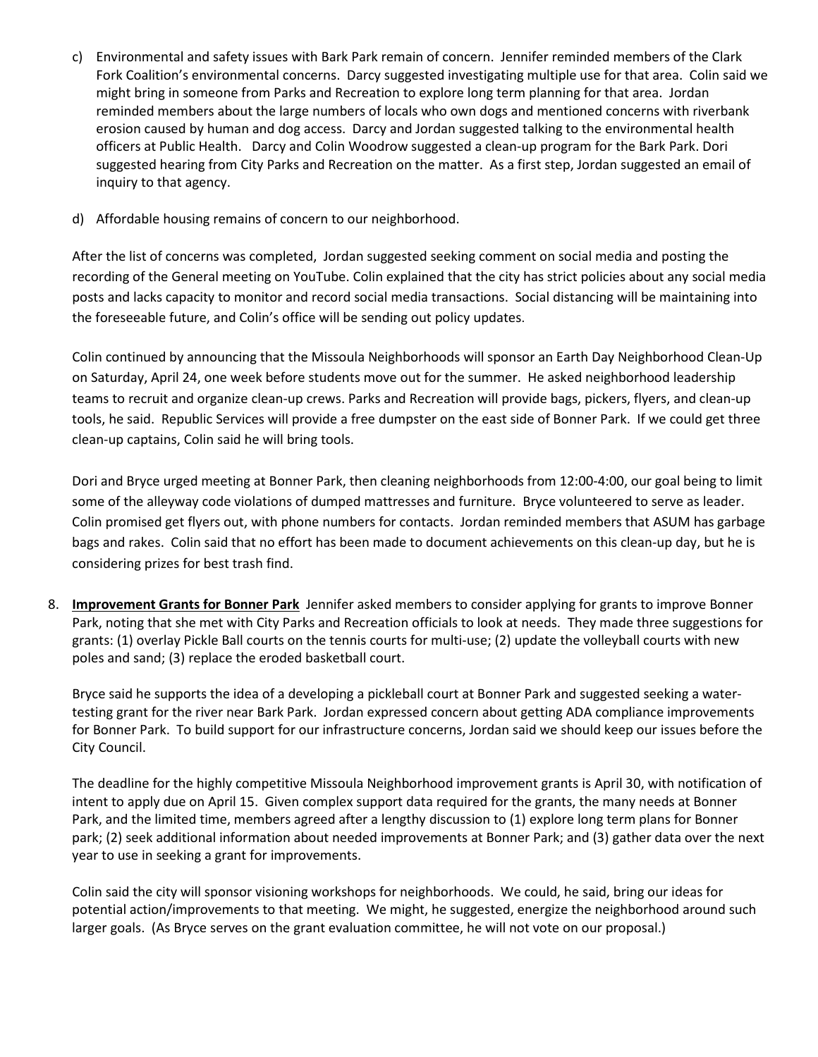c) Environmental and safety issues with Bark Park remain of concern. Jennifer reminded members of the Clark Fork Coalition's environmental concerns. Darcy suggested investigating multiple use for that area. Colin said we might bring in someone from Parks and Recreation to explore long term planning for that area. Jordan reminded members about the large numbers of locals who own dogs and mentioned concerns with riverbank erosion caused by human and dog access. Darcy and Jordan suggested talking to the environmental health officers at Public Health. Darcy and Colin Woodrow suggested a clean-up program for the Bark Park. Dori suggested hearing from City Parks and Recreation on the matter. As a first step, Jordan suggested an email of inquiry to that agency.

d) Affordable housing remains of concern to our neighborhood.

After the list of concerns was completed, Jordan suggested seeking comment on social media and posting the recording of the General meeting on YouTube. Colin explained that the city has strict policies about any social media posts and lacks capacity to monitor and record social media transactions. Social distancing will be maintaining into the foreseeable future, and Colin's office will be sending out policy updates.

Colin continued by announcing that the Missoula Neighborhoods will sponsor an Earth Day Neighborhood Clean-Up on Saturday, April 24, one week before students move out for the summer. He asked neighborhood leadership teams to recruit and organize clean-up crews. Parks and Recreation will provide bags, pickers, flyers, and clean-up tools, he said. Republic Services will provide a free dumpster on the east side of Bonner Park. If we could get three clean-up captains, Colin said he will bring tools.

Dori and Bryce urged meeting at Bonner Park, then cleaning neighborhoods from 12:00-4:00, our goal being to limit some of the alleyway code violations of dumped mattresses and furniture. Bryce volunteered to serve as leader. Colin promised get flyers out, with phone numbers for contacts. Jordan reminded members that ASUM has garbage bags and rakes. Colin said that no effort has been made to document achievements on this clean-up day, but he is considering prizes for best trash find.

8. **Improvement Grants for Bonner Park** Jennifer asked members to consider applying for grants to improve Bonner Park, noting that she met with City Parks and Recreation officials to look at needs. They made three suggestions for grants: (1) overlay Pickle Ball courts on the tennis courts for multi-use; (2) update the volleyball courts with new poles and sand; (3) replace the eroded basketball court.

   Bryce said he supports the idea of a developing a pickleball court at Bonner Park and suggested seeking a water-testing grant for the river near Bark Park. Jordan expressed concern about getting ADA compliance improvements for Bonner Park. To build support for our infrastructure concerns, Jordan said we should keep our issues before the City Council.

   The deadline for the highly competitive Missoula Neighborhood improvement grants is April 30, with notification of intent to apply due on April 15. Given complex support data required for the grants, the many needs at Bonner Park, and the limited time, members agreed after a lengthy discussion to (1) explore long term plans for Bonner park; (2) seek additional information about needed improvements at Bonner Park; and (3) gather data over the next year to use in seeking a grant for improvements.

   Colin said the city will sponsor visioning workshops for neighborhoods. We could, he said, bring our ideas for potential action/improvements to that meeting. We might, he suggested, energize the neighborhood around such larger goals. (As Bryce serves on the grant evaluation committee, he will not vote on our proposal.)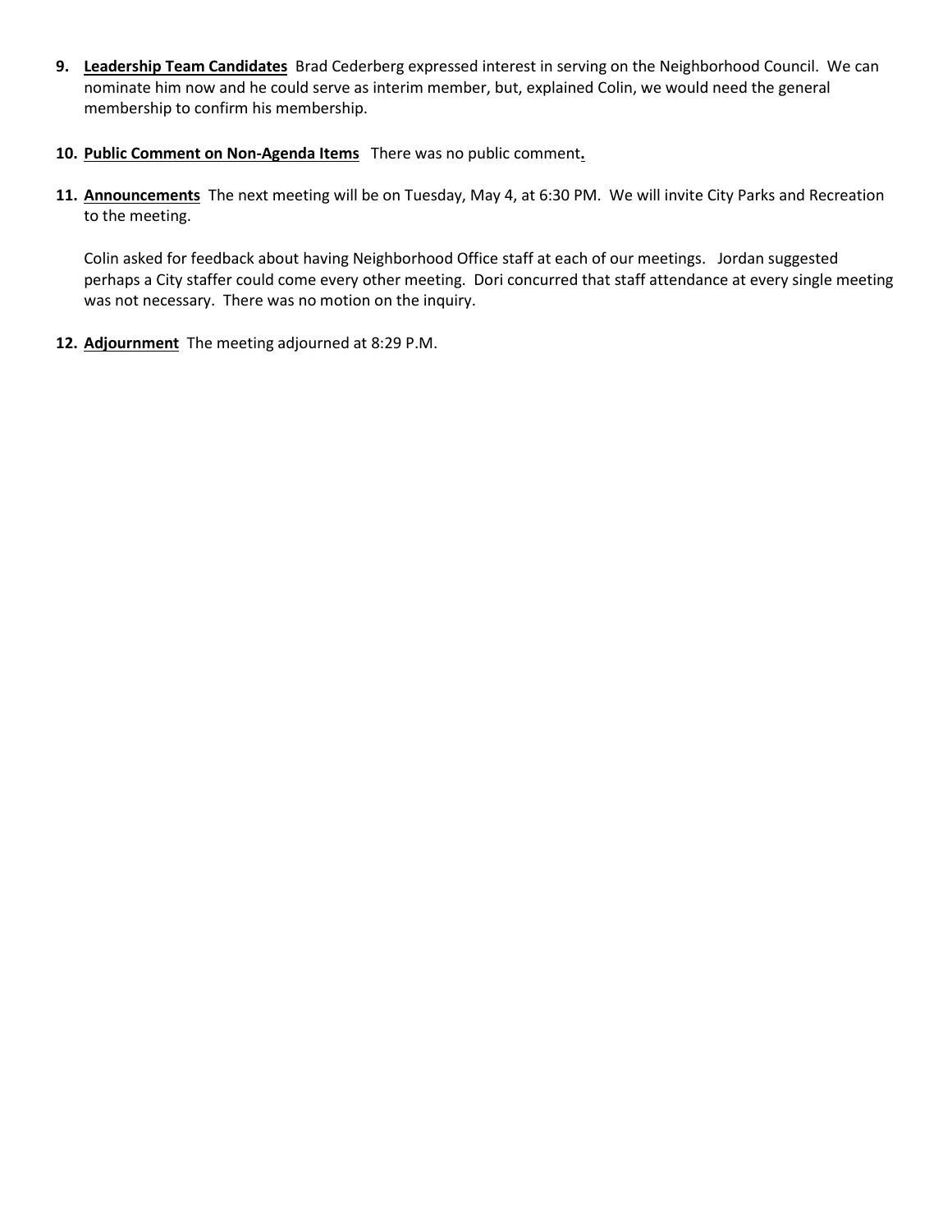9. **Leadership Team Candidates** Brad Cederberg expressed interest in serving on the Neighborhood Council. We can nominate him now and he could serve as interim member, but, explained Colin, we would need the general membership to confirm his membership.

10. **Public Comment on Non-Agenda Items** There was no public comment**.**

11. **Announcements** The next meeting will be on Tuesday, May 4, at 6:30 PM. We will invite City Parks and Recreation to the meeting.

    Colin asked for feedback about having Neighborhood Office staff at each of our meetings. Jordan suggested perhaps a City staffer could come every other meeting. Dori concurred that staff attendance at every single meeting was not necessary. There was no motion on the inquiry.

12. **Adjournment** The meeting adjourned at 8:29 P.M.